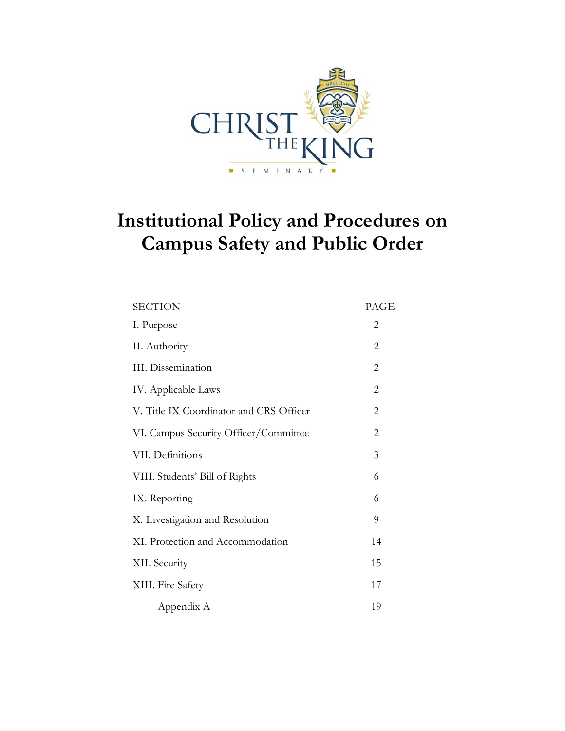CHRIST THE KING SEMINARY

# Institutional Policy and Procedures on Campus Safety and Public Order

| SECTION | PAGE |
|---|---|
| I. Purpose | 2 |
| II. Authority | 2 |
| III. Dissemination | 2 |
| IV. Applicable Laws | 2 |
| V. Title IX Coordinator and CRS Officer | 2 |
| VI. Campus Security Officer/Committee | 2 |
| VII. Definitions | 3 |
| VIII. Students' Bill of Rights | 6 |
| IX. Reporting | 6 |
| X. Investigation and Resolution | 9 |
| XI. Protection and Accommodation | 14 |
| XII. Security | 15 |
| XIII. Fire Safety | 17 |
| Appendix A | 19 |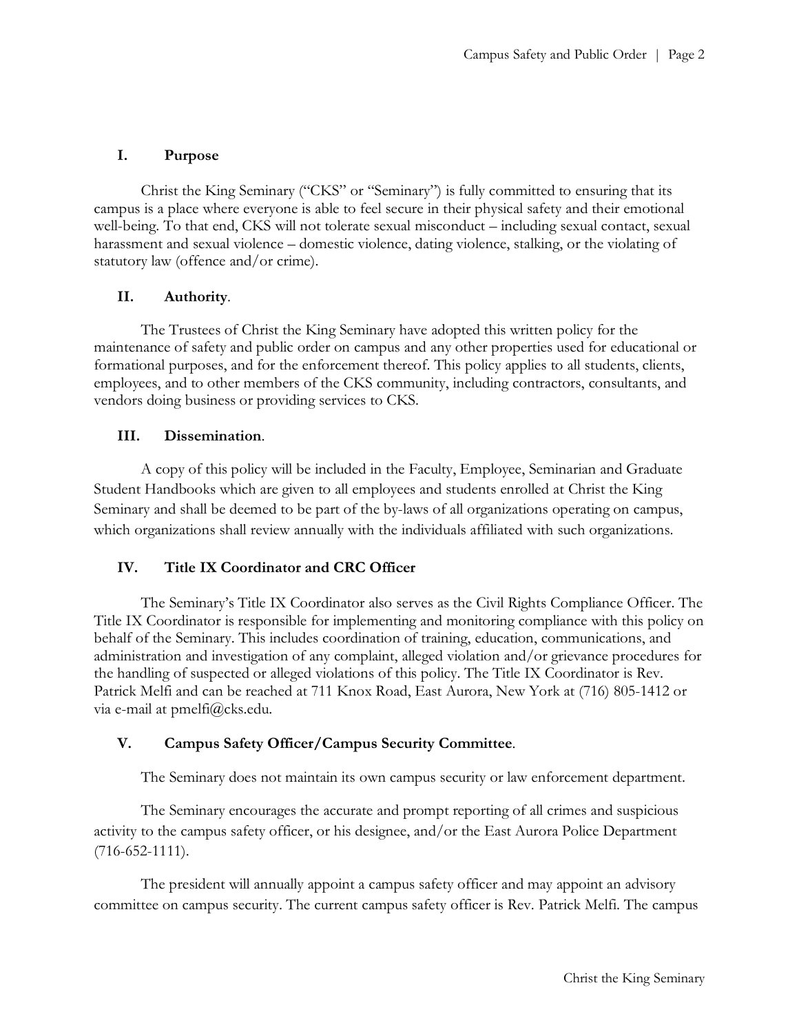## I. Purpose

Christ the King Seminary ("CKS" or "Seminary") is fully committed to ensuring that its campus is a place where everyone is able to feel secure in their physical safety and their emotional well-being. To that end, CKS will not tolerate sexual misconduct – including sexual contact, sexual harassment and sexual violence – domestic violence, dating violence, stalking, or the violating of statutory law (offence and/or crime).

## II. Authority.

The Trustees of Christ the King Seminary have adopted this written policy for the maintenance of safety and public order on campus and any other properties used for educational or formational purposes, and for the enforcement thereof. This policy applies to all students, clients, employees, and to other members of the CKS community, including contractors, consultants, and vendors doing business or providing services to CKS.

## III. Dissemination.

A copy of this policy will be included in the Faculty, Employee, Seminarian and Graduate Student Handbooks which are given to all employees and students enrolled at Christ the King Seminary and shall be deemed to be part of the by-laws of all organizations operating on campus, which organizations shall review annually with the individuals affiliated with such organizations.

## IV. Title IX Coordinator and CRC Officer

The Seminary's Title IX Coordinator also serves as the Civil Rights Compliance Officer. The Title IX Coordinator is responsible for implementing and monitoring compliance with this policy on behalf of the Seminary. This includes coordination of training, education, communications, and administration and investigation of any complaint, alleged violation and/or grievance procedures for the handling of suspected or alleged violations of this policy. The Title IX Coordinator is Rev. Patrick Melfi and can be reached at 711 Knox Road, East Aurora, New York at (716) 805-1412 or via e-mail at pmelfi@cks.edu.

## V. Campus Safety Officer/Campus Security Committee.

The Seminary does not maintain its own campus security or law enforcement department.

The Seminary encourages the accurate and prompt reporting of all crimes and suspicious activity to the campus safety officer, or his designee, and/or the East Aurora Police Department (716-652-1111).

The president will annually appoint a campus safety officer and may appoint an advisory committee on campus security. The current campus safety officer is Rev. Patrick Melfi. The campus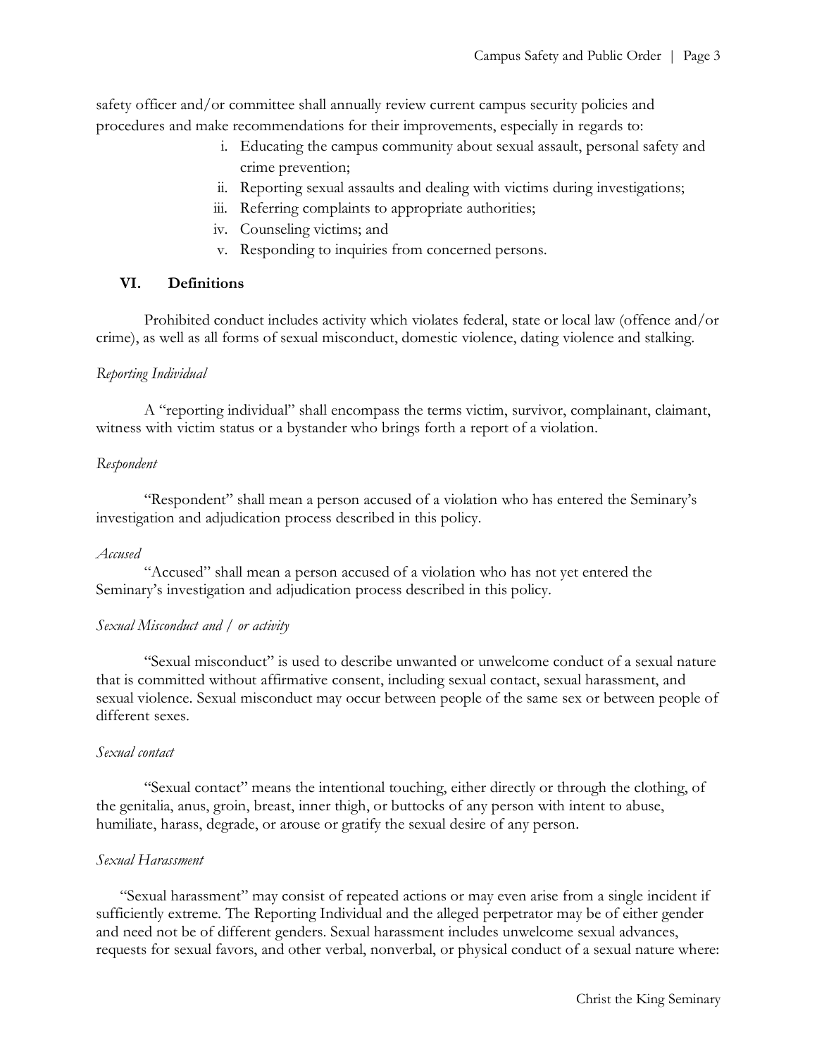safety officer and/or committee shall annually review current campus security policies and procedures and make recommendations for their improvements, especially in regards to:

i. Educating the campus community about sexual assault, personal safety and crime prevention;
ii. Reporting sexual assaults and dealing with victims during investigations;
iii. Referring complaints to appropriate authorities;
iv. Counseling victims; and
v. Responding to inquiries from concerned persons.

## VI. Definitions

Prohibited conduct includes activity which violates federal, state or local law (offence and/or crime), as well as all forms of sexual misconduct, domestic violence, dating violence and stalking.

*Reporting Individual*

A "reporting individual" shall encompass the terms victim, survivor, complainant, claimant, witness with victim status or a bystander who brings forth a report of a violation.

*Respondent*

"Respondent" shall mean a person accused of a violation who has entered the Seminary's investigation and adjudication process described in this policy.

*Accused*

"Accused" shall mean a person accused of a violation who has not yet entered the Seminary's investigation and adjudication process described in this policy.

*Sexual Misconduct and / or activity*

"Sexual misconduct" is used to describe unwanted or unwelcome conduct of a sexual nature that is committed without affirmative consent, including sexual contact, sexual harassment, and sexual violence. Sexual misconduct may occur between people of the same sex or between people of different sexes.

*Sexual contact*

"Sexual contact" means the intentional touching, either directly or through the clothing, of the genitalia, anus, groin, breast, inner thigh, or buttocks of any person with intent to abuse, humiliate, harass, degrade, or arouse or gratify the sexual desire of any person.

*Sexual Harassment*

"Sexual harassment" may consist of repeated actions or may even arise from a single incident if sufficiently extreme. The Reporting Individual and the alleged perpetrator may be of either gender and need not be of different genders. Sexual harassment includes unwelcome sexual advances, requests for sexual favors, and other verbal, nonverbal, or physical conduct of a sexual nature where: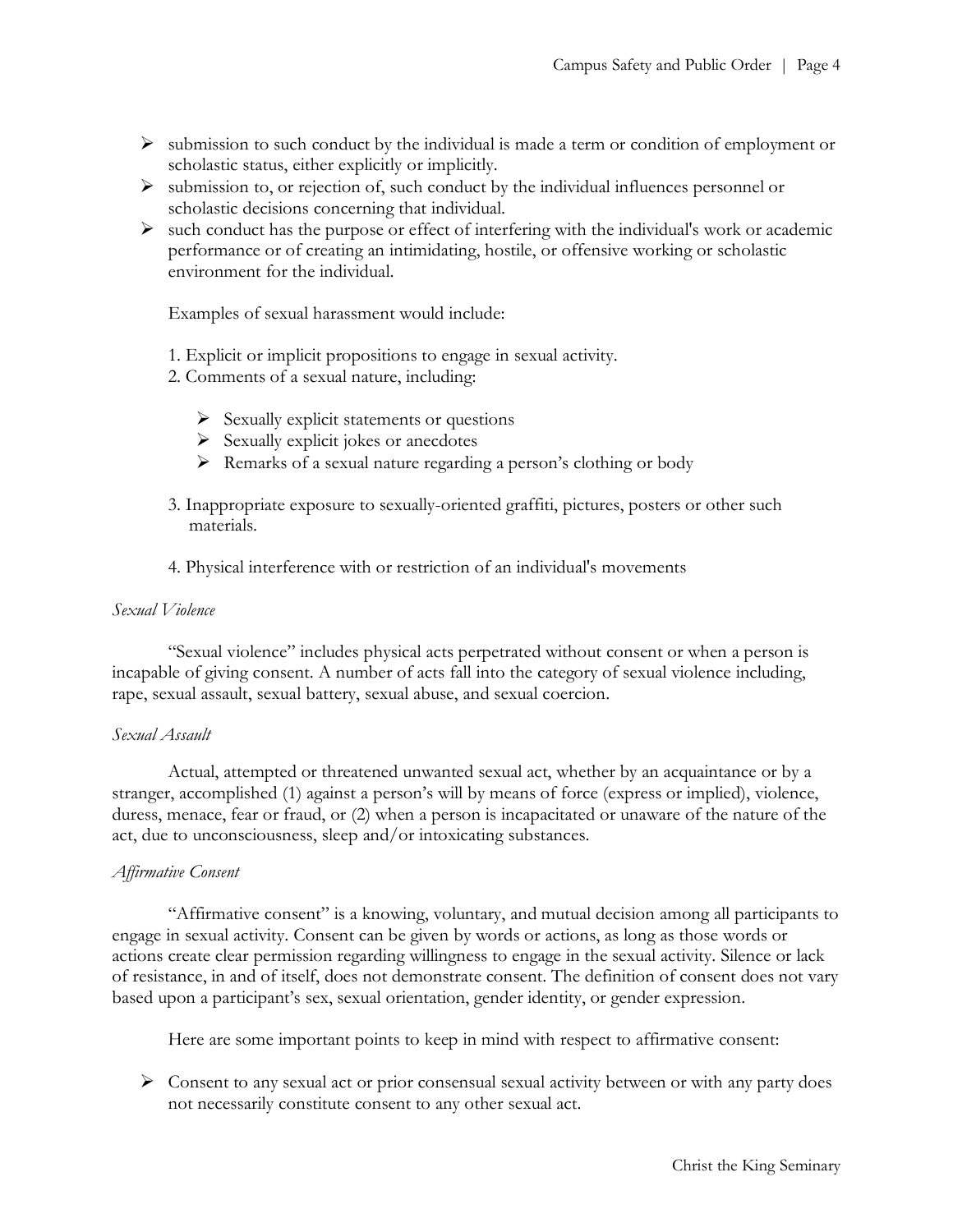- submission to such conduct by the individual is made a term or condition of employment or scholastic status, either explicitly or implicitly.
- submission to, or rejection of, such conduct by the individual influences personnel or scholastic decisions concerning that individual.
- such conduct has the purpose or effect of interfering with the individual's work or academic performance or of creating an intimidating, hostile, or offensive working or scholastic environment for the individual.

  Examples of sexual harassment would include:

  1. Explicit or implicit propositions to engage in sexual activity.
  2. Comments of a sexual nature, including:
     - Sexually explicit statements or questions
     - Sexually explicit jokes or anecdotes
     - Remarks of a sexual nature regarding a person's clothing or body
  3. Inappropriate exposure to sexually-oriented graffiti, pictures, posters or other such materials.
  4. Physical interference with or restriction of an individual's movements

*Sexual Violence*

"Sexual violence" includes physical acts perpetrated without consent or when a person is incapable of giving consent. A number of acts fall into the category of sexual violence including, rape, sexual assault, sexual battery, sexual abuse, and sexual coercion.

*Sexual Assault*

Actual, attempted or threatened unwanted sexual act, whether by an acquaintance or by a stranger, accomplished (1) against a person's will by means of force (express or implied), violence, duress, menace, fear or fraud, or (2) when a person is incapacitated or unaware of the nature of the act, due to unconsciousness, sleep and/or intoxicating substances.

*Affirmative Consent*

"Affirmative consent" is a knowing, voluntary, and mutual decision among all participants to engage in sexual activity. Consent can be given by words or actions, as long as those words or actions create clear permission regarding willingness to engage in the sexual activity. Silence or lack of resistance, in and of itself, does not demonstrate consent. The definition of consent does not vary based upon a participant's sex, sexual orientation, gender identity, or gender expression.

Here are some important points to keep in mind with respect to affirmative consent:

- Consent to any sexual act or prior consensual sexual activity between or with any party does not necessarily constitute consent to any other sexual act.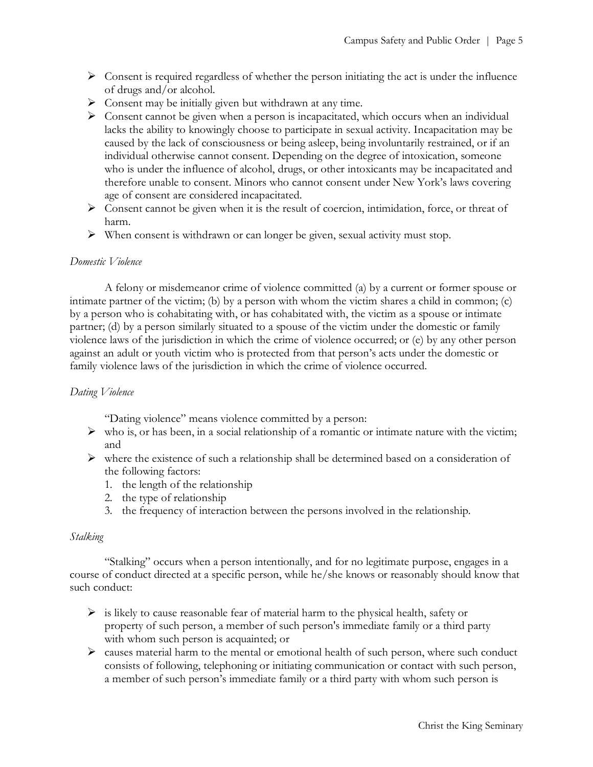- Consent is required regardless of whether the person initiating the act is under the influence of drugs and/or alcohol.
- Consent may be initially given but withdrawn at any time.
- Consent cannot be given when a person is incapacitated, which occurs when an individual lacks the ability to knowingly choose to participate in sexual activity. Incapacitation may be caused by the lack of consciousness or being asleep, being involuntarily restrained, or if an individual otherwise cannot consent. Depending on the degree of intoxication, someone who is under the influence of alcohol, drugs, or other intoxicants may be incapacitated and therefore unable to consent. Minors who cannot consent under New York's laws covering age of consent are considered incapacitated.
- Consent cannot be given when it is the result of coercion, intimidation, force, or threat of harm.
- When consent is withdrawn or can longer be given, sexual activity must stop.

*Domestic Violence*

A felony or misdemeanor crime of violence committed (a) by a current or former spouse or intimate partner of the victim; (b) by a person with whom the victim shares a child in common; (c) by a person who is cohabitating with, or has cohabitated with, the victim as a spouse or intimate partner; (d) by a person similarly situated to a spouse of the victim under the domestic or family violence laws of the jurisdiction in which the crime of violence occurred; or (e) by any other person against an adult or youth victim who is protected from that person's acts under the domestic or family violence laws of the jurisdiction in which the crime of violence occurred.

*Dating Violence*

"Dating violence" means violence committed by a person:

- who is, or has been, in a social relationship of a romantic or intimate nature with the victim; and
- where the existence of such a relationship shall be determined based on a consideration of the following factors:
  1. the length of the relationship
  2. the type of relationship
  3. the frequency of interaction between the persons involved in the relationship.

*Stalking*

"Stalking" occurs when a person intentionally, and for no legitimate purpose, engages in a course of conduct directed at a specific person, while he/she knows or reasonably should know that such conduct:

- is likely to cause reasonable fear of material harm to the physical health, safety or property of such person, a member of such person's immediate family or a third party with whom such person is acquainted; or
- causes material harm to the mental or emotional health of such person, where such conduct consists of following, telephoning or initiating communication or contact with such person, a member of such person's immediate family or a third party with whom such person is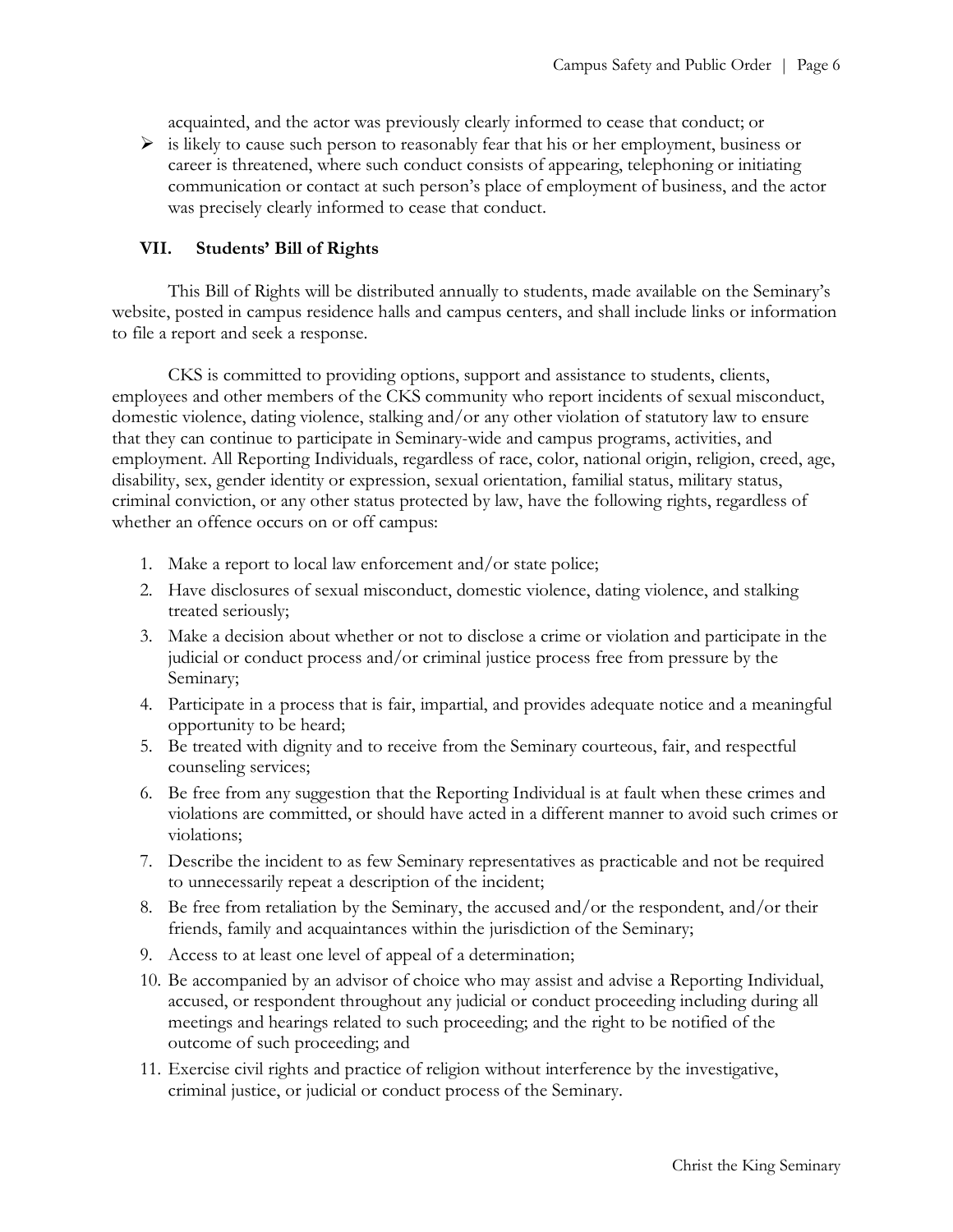acquainted, and the actor was previously clearly informed to cease that conduct; or

- is likely to cause such person to reasonably fear that his or her employment, business or career is threatened, where such conduct consists of appearing, telephoning or initiating communication or contact at such person's place of employment of business, and the actor was precisely clearly informed to cease that conduct.

## VII. Students' Bill of Rights

This Bill of Rights will be distributed annually to students, made available on the Seminary's website, posted in campus residence halls and campus centers, and shall include links or information to file a report and seek a response.

CKS is committed to providing options, support and assistance to students, clients, employees and other members of the CKS community who report incidents of sexual misconduct, domestic violence, dating violence, stalking and/or any other violation of statutory law to ensure that they can continue to participate in Seminary-wide and campus programs, activities, and employment. All Reporting Individuals, regardless of race, color, national origin, religion, creed, age, disability, sex, gender identity or expression, sexual orientation, familial status, military status, criminal conviction, or any other status protected by law, have the following rights, regardless of whether an offence occurs on or off campus:

1. Make a report to local law enforcement and/or state police;
2. Have disclosures of sexual misconduct, domestic violence, dating violence, and stalking treated seriously;
3. Make a decision about whether or not to disclose a crime or violation and participate in the judicial or conduct process and/or criminal justice process free from pressure by the Seminary;
4. Participate in a process that is fair, impartial, and provides adequate notice and a meaningful opportunity to be heard;
5. Be treated with dignity and to receive from the Seminary courteous, fair, and respectful counseling services;
6. Be free from any suggestion that the Reporting Individual is at fault when these crimes and violations are committed, or should have acted in a different manner to avoid such crimes or violations;
7. Describe the incident to as few Seminary representatives as practicable and not be required to unnecessarily repeat a description of the incident;
8. Be free from retaliation by the Seminary, the accused and/or the respondent, and/or their friends, family and acquaintances within the jurisdiction of the Seminary;
9. Access to at least one level of appeal of a determination;
10. Be accompanied by an advisor of choice who may assist and advise a Reporting Individual, accused, or respondent throughout any judicial or conduct proceeding including during all meetings and hearings related to such proceeding; and the right to be notified of the outcome of such proceeding; and
11. Exercise civil rights and practice of religion without interference by the investigative, criminal justice, or judicial or conduct process of the Seminary.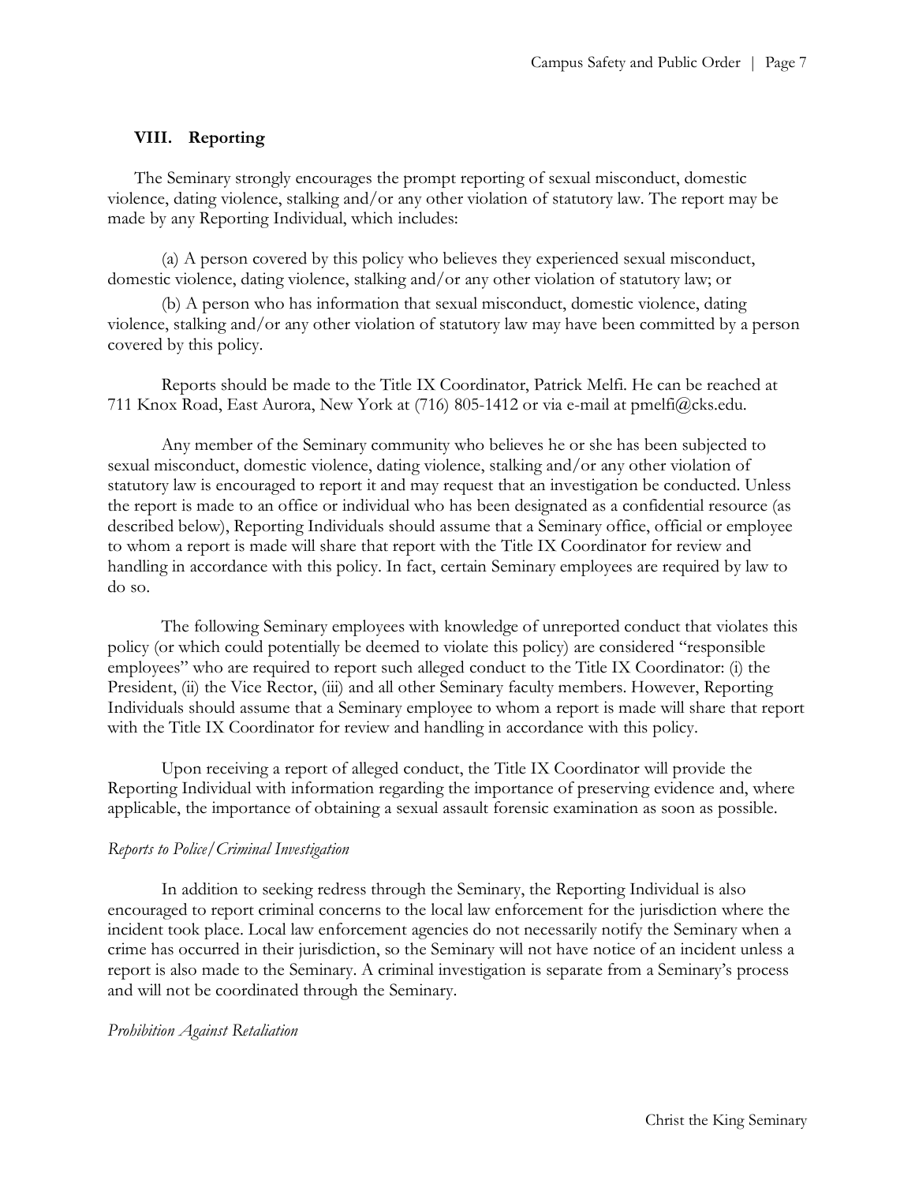## VIII. Reporting

The Seminary strongly encourages the prompt reporting of sexual misconduct, domestic violence, dating violence, stalking and/or any other violation of statutory law. The report may be made by any Reporting Individual, which includes:

(a) A person covered by this policy who believes they experienced sexual misconduct, domestic violence, dating violence, stalking and/or any other violation of statutory law; or

(b) A person who has information that sexual misconduct, domestic violence, dating violence, stalking and/or any other violation of statutory law may have been committed by a person covered by this policy.

Reports should be made to the Title IX Coordinator, Patrick Melfi. He can be reached at 711 Knox Road, East Aurora, New York at (716) 805-1412 or via e-mail at pmelfi@cks.edu.

Any member of the Seminary community who believes he or she has been subjected to sexual misconduct, domestic violence, dating violence, stalking and/or any other violation of statutory law is encouraged to report it and may request that an investigation be conducted. Unless the report is made to an office or individual who has been designated as a confidential resource (as described below), Reporting Individuals should assume that a Seminary office, official or employee to whom a report is made will share that report with the Title IX Coordinator for review and handling in accordance with this policy. In fact, certain Seminary employees are required by law to do so.

The following Seminary employees with knowledge of unreported conduct that violates this policy (or which could potentially be deemed to violate this policy) are considered "responsible employees" who are required to report such alleged conduct to the Title IX Coordinator: (i) the President, (ii) the Vice Rector, (iii) and all other Seminary faculty members. However, Reporting Individuals should assume that a Seminary employee to whom a report is made will share that report with the Title IX Coordinator for review and handling in accordance with this policy.

Upon receiving a report of alleged conduct, the Title IX Coordinator will provide the Reporting Individual with information regarding the importance of preserving evidence and, where applicable, the importance of obtaining a sexual assault forensic examination as soon as possible.

*Reports to Police/Criminal Investigation*

In addition to seeking redress through the Seminary, the Reporting Individual is also encouraged to report criminal concerns to the local law enforcement for the jurisdiction where the incident took place. Local law enforcement agencies do not necessarily notify the Seminary when a crime has occurred in their jurisdiction, so the Seminary will not have notice of an incident unless a report is also made to the Seminary. A criminal investigation is separate from a Seminary's process and will not be coordinated through the Seminary.

*Prohibition Against Retaliation*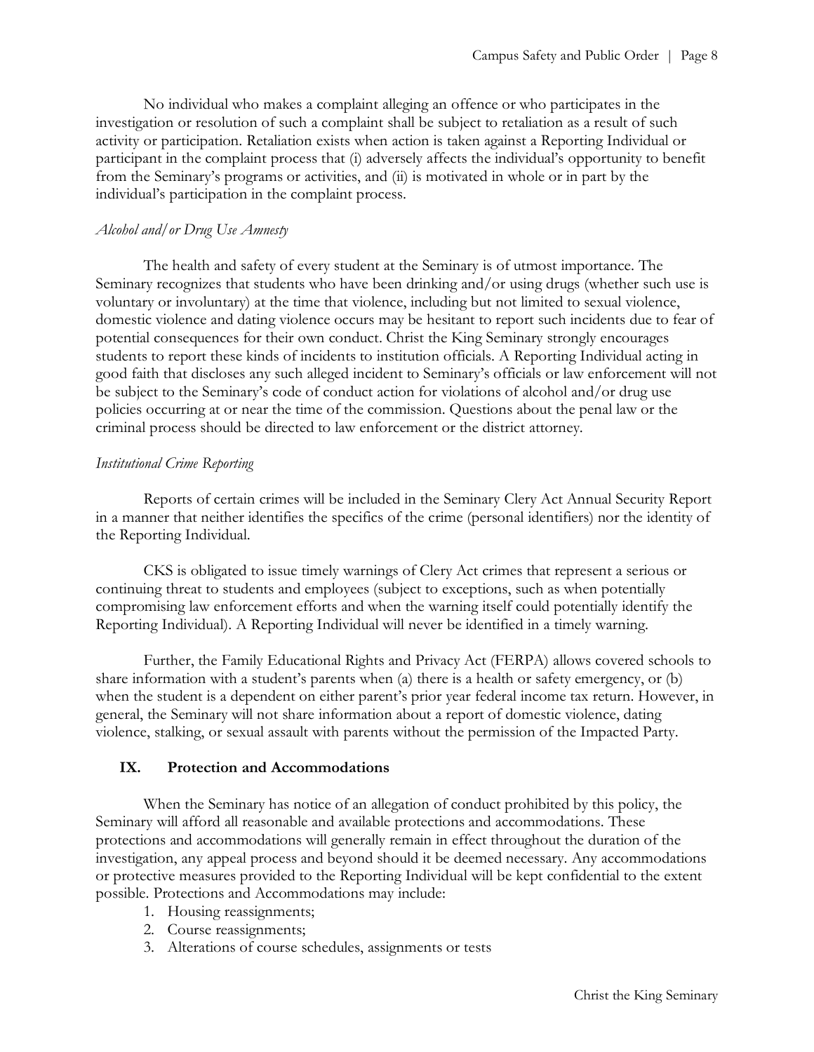No individual who makes a complaint alleging an offence or who participates in the investigation or resolution of such a complaint shall be subject to retaliation as a result of such activity or participation. Retaliation exists when action is taken against a Reporting Individual or participant in the complaint process that (i) adversely affects the individual's opportunity to benefit from the Seminary's programs or activities, and (ii) is motivated in whole or in part by the individual's participation in the complaint process.

*Alcohol and/or Drug Use Amnesty*

The health and safety of every student at the Seminary is of utmost importance. The Seminary recognizes that students who have been drinking and/or using drugs (whether such use is voluntary or involuntary) at the time that violence, including but not limited to sexual violence, domestic violence and dating violence occurs may be hesitant to report such incidents due to fear of potential consequences for their own conduct. Christ the King Seminary strongly encourages students to report these kinds of incidents to institution officials. A Reporting Individual acting in good faith that discloses any such alleged incident to Seminary's officials or law enforcement will not be subject to the Seminary's code of conduct action for violations of alcohol and/or drug use policies occurring at or near the time of the commission. Questions about the penal law or the criminal process should be directed to law enforcement or the district attorney.

*Institutional Crime Reporting*

Reports of certain crimes will be included in the Seminary Clery Act Annual Security Report in a manner that neither identifies the specifics of the crime (personal identifiers) nor the identity of the Reporting Individual.

CKS is obligated to issue timely warnings of Clery Act crimes that represent a serious or continuing threat to students and employees (subject to exceptions, such as when potentially compromising law enforcement efforts and when the warning itself could potentially identify the Reporting Individual). A Reporting Individual will never be identified in a timely warning.

Further, the Family Educational Rights and Privacy Act (FERPA) allows covered schools to share information with a student's parents when (a) there is a health or safety emergency, or (b) when the student is a dependent on either parent's prior year federal income tax return. However, in general, the Seminary will not share information about a report of domestic violence, dating violence, stalking, or sexual assault with parents without the permission of the Impacted Party.

## IX. Protection and Accommodations

When the Seminary has notice of an allegation of conduct prohibited by this policy, the Seminary will afford all reasonable and available protections and accommodations. These protections and accommodations will generally remain in effect throughout the duration of the investigation, any appeal process and beyond should it be deemed necessary. Any accommodations or protective measures provided to the Reporting Individual will be kept confidential to the extent possible. Protections and Accommodations may include:

1. Housing reassignments;
2. Course reassignments;
3. Alterations of course schedules, assignments or tests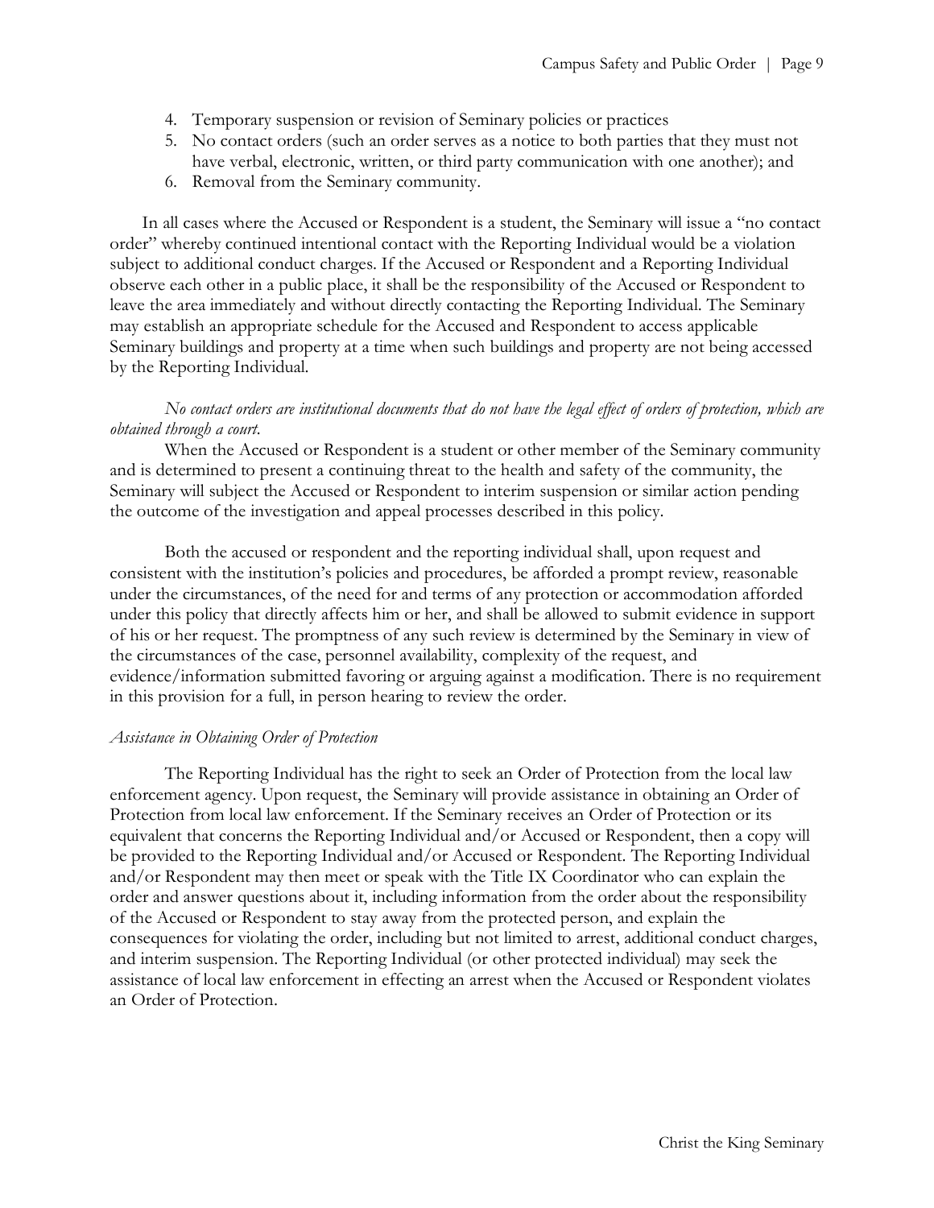4. Temporary suspension or revision of Seminary policies or practices
5. No contact orders (such an order serves as a notice to both parties that they must not have verbal, electronic, written, or third party communication with one another); and
6. Removal from the Seminary community.

In all cases where the Accused or Respondent is a student, the Seminary will issue a "no contact order" whereby continued intentional contact with the Reporting Individual would be a violation subject to additional conduct charges. If the Accused or Respondent and a Reporting Individual observe each other in a public place, it shall be the responsibility of the Accused or Respondent to leave the area immediately and without directly contacting the Reporting Individual. The Seminary may establish an appropriate schedule for the Accused and Respondent to access applicable Seminary buildings and property at a time when such buildings and property are not being accessed by the Reporting Individual.

*No contact orders are institutional documents that do not have the legal effect of orders of protection, which are obtained through a court.*

When the Accused or Respondent is a student or other member of the Seminary community and is determined to present a continuing threat to the health and safety of the community, the Seminary will subject the Accused or Respondent to interim suspension or similar action pending the outcome of the investigation and appeal processes described in this policy.

Both the accused or respondent and the reporting individual shall, upon request and consistent with the institution's policies and procedures, be afforded a prompt review, reasonable under the circumstances, of the need for and terms of any protection or accommodation afforded under this policy that directly affects him or her, and shall be allowed to submit evidence in support of his or her request. The promptness of any such review is determined by the Seminary in view of the circumstances of the case, personnel availability, complexity of the request, and evidence/information submitted favoring or arguing against a modification. There is no requirement in this provision for a full, in person hearing to review the order.

*Assistance in Obtaining Order of Protection*

The Reporting Individual has the right to seek an Order of Protection from the local law enforcement agency. Upon request, the Seminary will provide assistance in obtaining an Order of Protection from local law enforcement. If the Seminary receives an Order of Protection or its equivalent that concerns the Reporting Individual and/or Accused or Respondent, then a copy will be provided to the Reporting Individual and/or Accused or Respondent. The Reporting Individual and/or Respondent may then meet or speak with the Title IX Coordinator who can explain the order and answer questions about it, including information from the order about the responsibility of the Accused or Respondent to stay away from the protected person, and explain the consequences for violating the order, including but not limited to arrest, additional conduct charges, and interim suspension. The Reporting Individual (or other protected individual) may seek the assistance of local law enforcement in effecting an arrest when the Accused or Respondent violates an Order of Protection.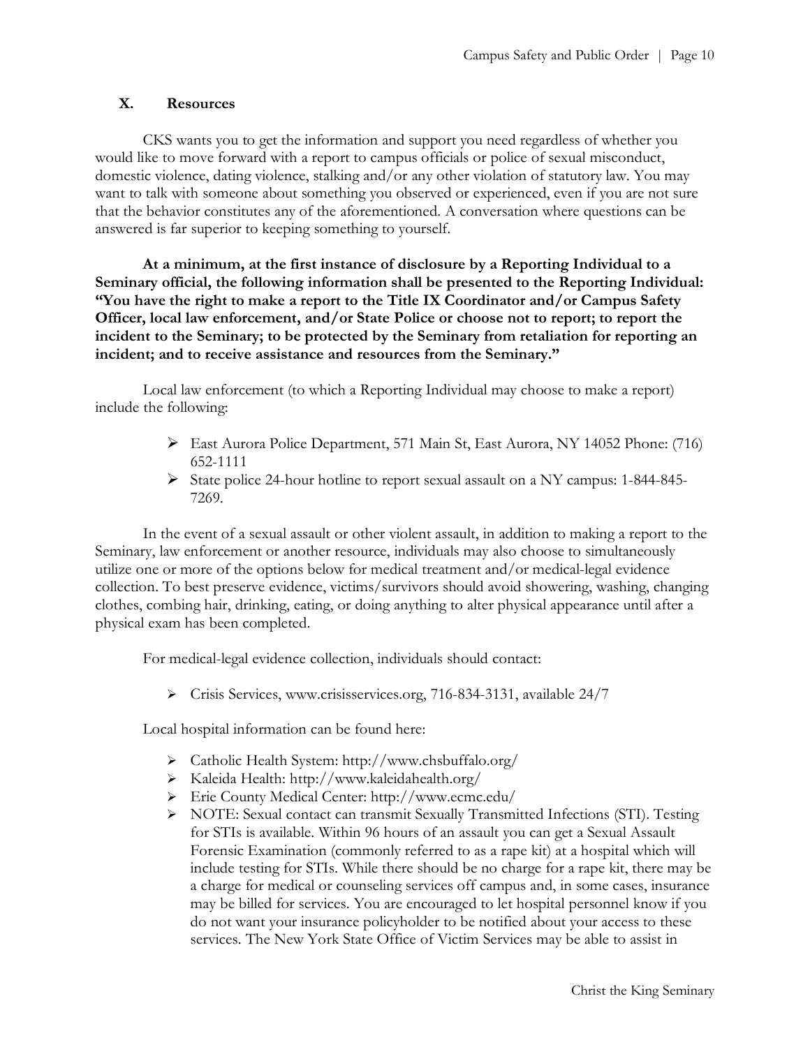## X. Resources

CKS wants you to get the information and support you need regardless of whether you would like to move forward with a report to campus officials or police of sexual misconduct, domestic violence, dating violence, stalking and/or any other violation of statutory law. You may want to talk with someone about something you observed or experienced, even if you are not sure that the behavior constitutes any of the aforementioned. A conversation where questions can be answered is far superior to keeping something to yourself.

**At a minimum, at the first instance of disclosure by a Reporting Individual to a Seminary official, the following information shall be presented to the Reporting Individual: "You have the right to make a report to the Title IX Coordinator and/or Campus Safety Officer, local law enforcement, and/or State Police or choose not to report; to report the incident to the Seminary; to be protected by the Seminary from retaliation for reporting an incident; and to receive assistance and resources from the Seminary."**

Local law enforcement (to which a Reporting Individual may choose to make a report) include the following:

- East Aurora Police Department, 571 Main St, East Aurora, NY 14052 Phone: (716) 652-1111
- State police 24-hour hotline to report sexual assault on a NY campus: 1-844-845-7269.

In the event of a sexual assault or other violent assault, in addition to making a report to the Seminary, law enforcement or another resource, individuals may also choose to simultaneously utilize one or more of the options below for medical treatment and/or medical-legal evidence collection. To best preserve evidence, victims/survivors should avoid showering, washing, changing clothes, combing hair, drinking, eating, or doing anything to alter physical appearance until after a physical exam has been completed.

For medical-legal evidence collection, individuals should contact:

- Crisis Services, www.crisisservices.org, 716-834-3131, available 24/7

Local hospital information can be found here:

- Catholic Health System: http://www.chsbuffalo.org/
- Kaleida Health: http://www.kaleidahealth.org/
- Erie County Medical Center: http://www.ecmc.edu/
- NOTE: Sexual contact can transmit Sexually Transmitted Infections (STI). Testing for STIs is available. Within 96 hours of an assault you can get a Sexual Assault Forensic Examination (commonly referred to as a rape kit) at a hospital which will include testing for STIs. While there should be no charge for a rape kit, there may be a charge for medical or counseling services off campus and, in some cases, insurance may be billed for services. You are encouraged to let hospital personnel know if you do not want your insurance policyholder to be notified about your access to these services. The New York State Office of Victim Services may be able to assist in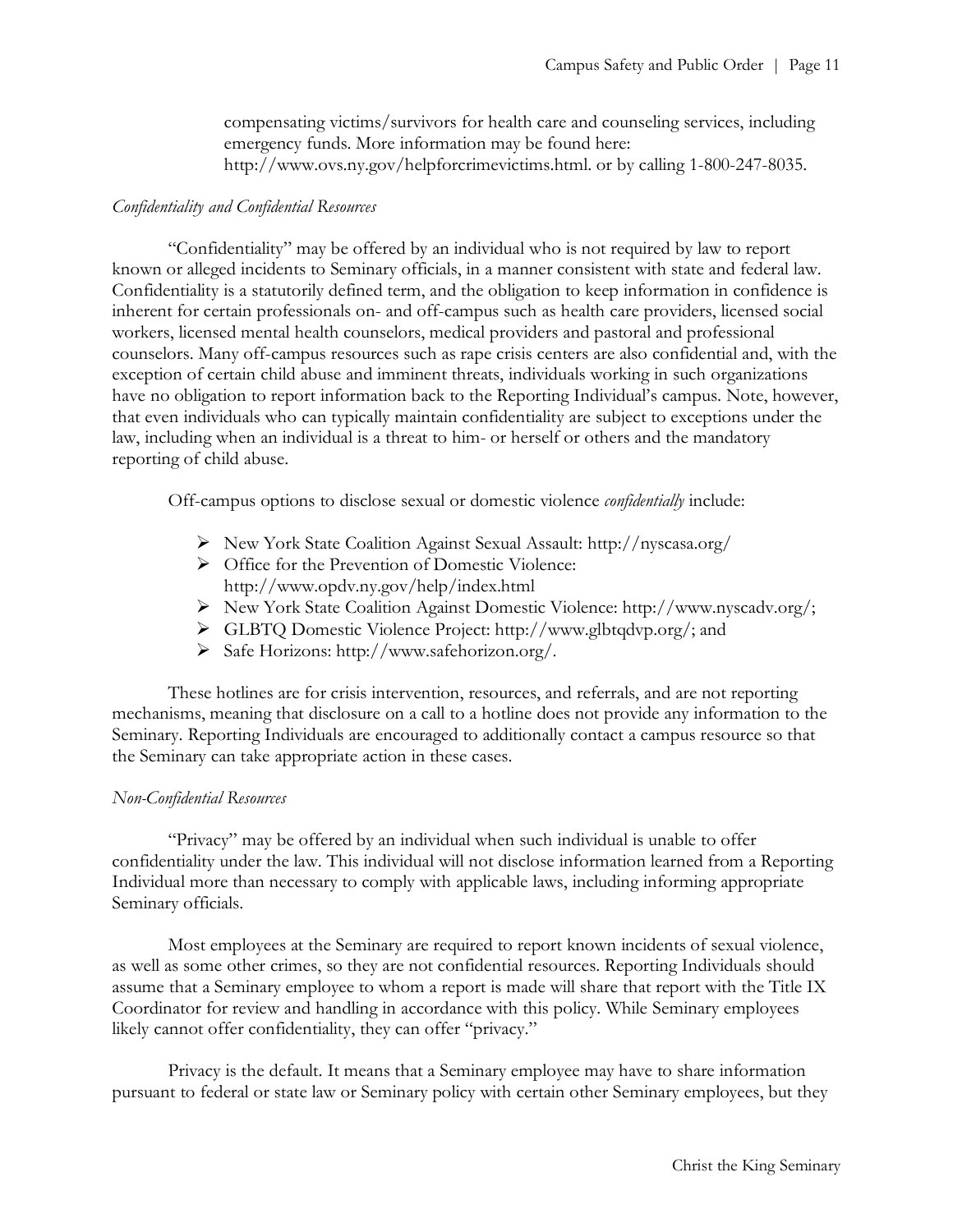compensating victims/survivors for health care and counseling services, including emergency funds. More information may be found here: http://www.ovs.ny.gov/helpforcrimevictims.html. or by calling 1-800-247-8035.

*Confidentiality and Confidential Resources*

"Confidentiality" may be offered by an individual who is not required by law to report known or alleged incidents to Seminary officials, in a manner consistent with state and federal law. Confidentiality is a statutorily defined term, and the obligation to keep information in confidence is inherent for certain professionals on- and off-campus such as health care providers, licensed social workers, licensed mental health counselors, medical providers and pastoral and professional counselors. Many off-campus resources such as rape crisis centers are also confidential and, with the exception of certain child abuse and imminent threats, individuals working in such organizations have no obligation to report information back to the Reporting Individual's campus. Note, however, that even individuals who can typically maintain confidentiality are subject to exceptions under the law, including when an individual is a threat to him- or herself or others and the mandatory reporting of child abuse.

Off-campus options to disclose sexual or domestic violence *confidentially* include:

- New York State Coalition Against Sexual Assault: http://nyscasa.org/
- Office for the Prevention of Domestic Violence: http://www.opdv.ny.gov/help/index.html
- New York State Coalition Against Domestic Violence: http://www.nyscadv.org/;
- GLBTQ Domestic Violence Project: http://www.glbtqdvp.org/; and
- Safe Horizons: http://www.safehorizon.org/.

These hotlines are for crisis intervention, resources, and referrals, and are not reporting mechanisms, meaning that disclosure on a call to a hotline does not provide any information to the Seminary. Reporting Individuals are encouraged to additionally contact a campus resource so that the Seminary can take appropriate action in these cases.

*Non-Confidential Resources*

"Privacy" may be offered by an individual when such individual is unable to offer confidentiality under the law. This individual will not disclose information learned from a Reporting Individual more than necessary to comply with applicable laws, including informing appropriate Seminary officials.

Most employees at the Seminary are required to report known incidents of sexual violence, as well as some other crimes, so they are not confidential resources. Reporting Individuals should assume that a Seminary employee to whom a report is made will share that report with the Title IX Coordinator for review and handling in accordance with this policy. While Seminary employees likely cannot offer confidentiality, they can offer "privacy."

Privacy is the default. It means that a Seminary employee may have to share information pursuant to federal or state law or Seminary policy with certain other Seminary employees, but they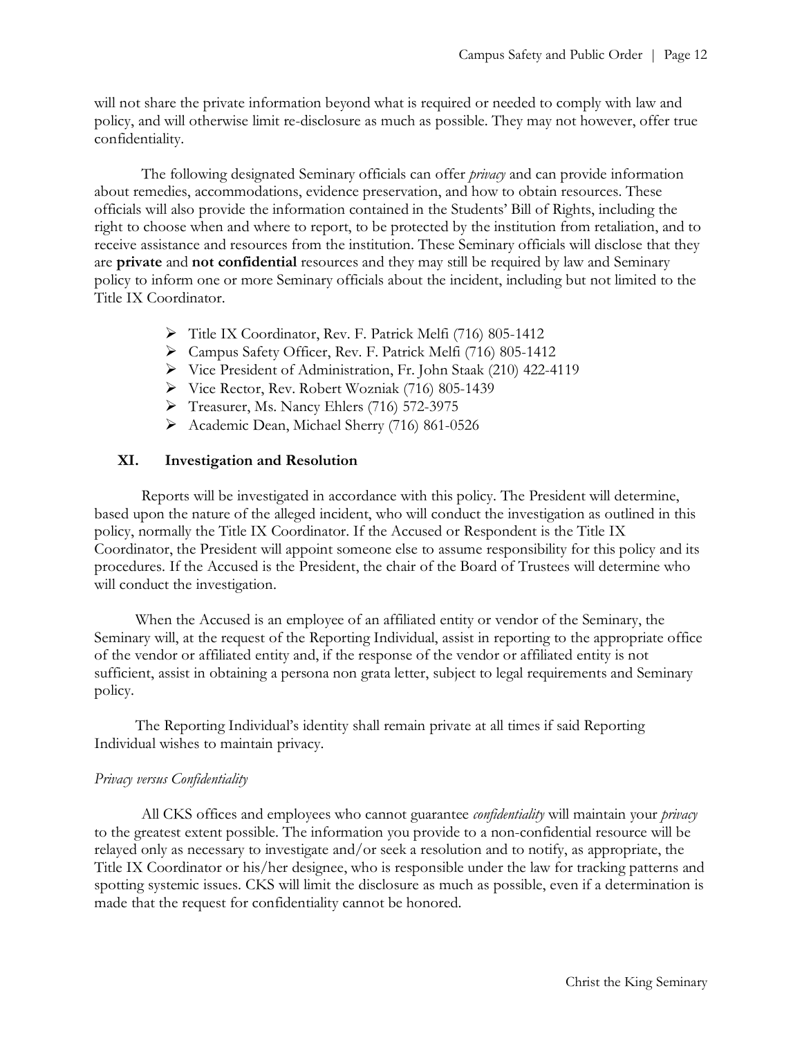will not share the private information beyond what is required or needed to comply with law and policy, and will otherwise limit re-disclosure as much as possible. They may not however, offer true confidentiality.

The following designated Seminary officials can offer *privacy* and can provide information about remedies, accommodations, evidence preservation, and how to obtain resources. These officials will also provide the information contained in the Students' Bill of Rights, including the right to choose when and where to report, to be protected by the institution from retaliation, and to receive assistance and resources from the institution. These Seminary officials will disclose that they are **private** and **not confidential** resources and they may still be required by law and Seminary policy to inform one or more Seminary officials about the incident, including but not limited to the Title IX Coordinator.

- Title IX Coordinator, Rev. F. Patrick Melfi (716) 805-1412
- Campus Safety Officer, Rev. F. Patrick Melfi (716) 805-1412
- Vice President of Administration, Fr. John Staak (210) 422-4119
- Vice Rector, Rev. Robert Wozniak (716) 805-1439
- Treasurer, Ms. Nancy Ehlers (716) 572-3975
- Academic Dean, Michael Sherry (716) 861-0526

## XI. Investigation and Resolution

Reports will be investigated in accordance with this policy. The President will determine, based upon the nature of the alleged incident, who will conduct the investigation as outlined in this policy, normally the Title IX Coordinator. If the Accused or Respondent is the Title IX Coordinator, the President will appoint someone else to assume responsibility for this policy and its procedures. If the Accused is the President, the chair of the Board of Trustees will determine who will conduct the investigation.

When the Accused is an employee of an affiliated entity or vendor of the Seminary, the Seminary will, at the request of the Reporting Individual, assist in reporting to the appropriate office of the vendor or affiliated entity and, if the response of the vendor or affiliated entity is not sufficient, assist in obtaining a persona non grata letter, subject to legal requirements and Seminary policy.

The Reporting Individual's identity shall remain private at all times if said Reporting Individual wishes to maintain privacy.

*Privacy versus Confidentiality*

All CKS offices and employees who cannot guarantee *confidentiality* will maintain your *privacy* to the greatest extent possible. The information you provide to a non-confidential resource will be relayed only as necessary to investigate and/or seek a resolution and to notify, as appropriate, the Title IX Coordinator or his/her designee, who is responsible under the law for tracking patterns and spotting systemic issues. CKS will limit the disclosure as much as possible, even if a determination is made that the request for confidentiality cannot be honored.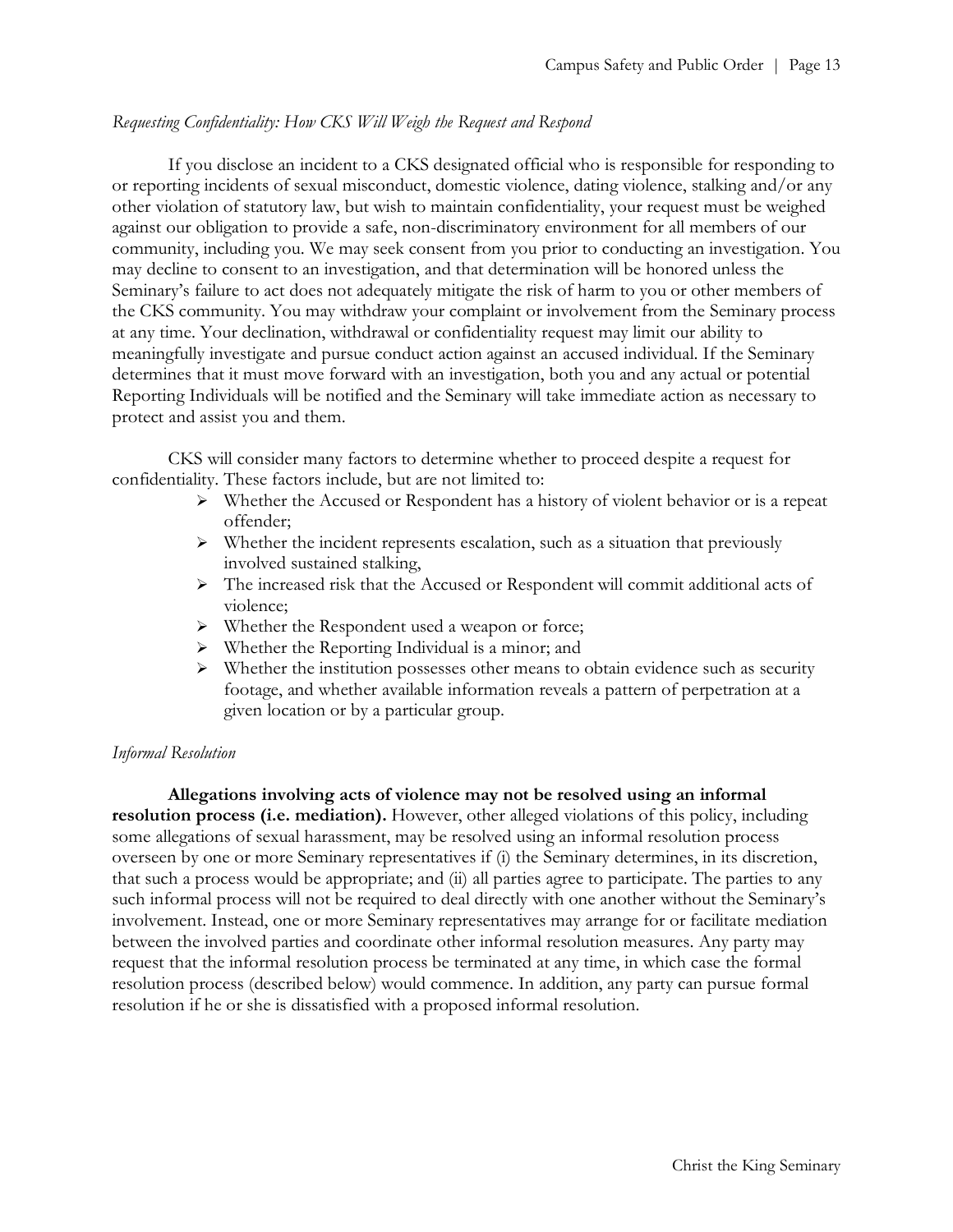*Requesting Confidentiality: How CKS Will Weigh the Request and Respond*

If you disclose an incident to a CKS designated official who is responsible for responding to or reporting incidents of sexual misconduct, domestic violence, dating violence, stalking and/or any other violation of statutory law, but wish to maintain confidentiality, your request must be weighed against our obligation to provide a safe, non-discriminatory environment for all members of our community, including you. We may seek consent from you prior to conducting an investigation. You may decline to consent to an investigation, and that determination will be honored unless the Seminary's failure to act does not adequately mitigate the risk of harm to you or other members of the CKS community. You may withdraw your complaint or involvement from the Seminary process at any time. Your declination, withdrawal or confidentiality request may limit our ability to meaningfully investigate and pursue conduct action against an accused individual. If the Seminary determines that it must move forward with an investigation, both you and any actual or potential Reporting Individuals will be notified and the Seminary will take immediate action as necessary to protect and assist you and them.

CKS will consider many factors to determine whether to proceed despite a request for confidentiality. These factors include, but are not limited to:

- Whether the Accused or Respondent has a history of violent behavior or is a repeat offender;
- Whether the incident represents escalation, such as a situation that previously involved sustained stalking,
- The increased risk that the Accused or Respondent will commit additional acts of violence;
- Whether the Respondent used a weapon or force;
- Whether the Reporting Individual is a minor; and
- Whether the institution possesses other means to obtain evidence such as security footage, and whether available information reveals a pattern of perpetration at a given location or by a particular group.

*Informal Resolution*

**Allegations involving acts of violence may not be resolved using an informal resolution process (i.e. mediation).** However, other alleged violations of this policy, including some allegations of sexual harassment, may be resolved using an informal resolution process overseen by one or more Seminary representatives if (i) the Seminary determines, in its discretion, that such a process would be appropriate; and (ii) all parties agree to participate. The parties to any such informal process will not be required to deal directly with one another without the Seminary's involvement. Instead, one or more Seminary representatives may arrange for or facilitate mediation between the involved parties and coordinate other informal resolution measures. Any party may request that the informal resolution process be terminated at any time, in which case the formal resolution process (described below) would commence. In addition, any party can pursue formal resolution if he or she is dissatisfied with a proposed informal resolution.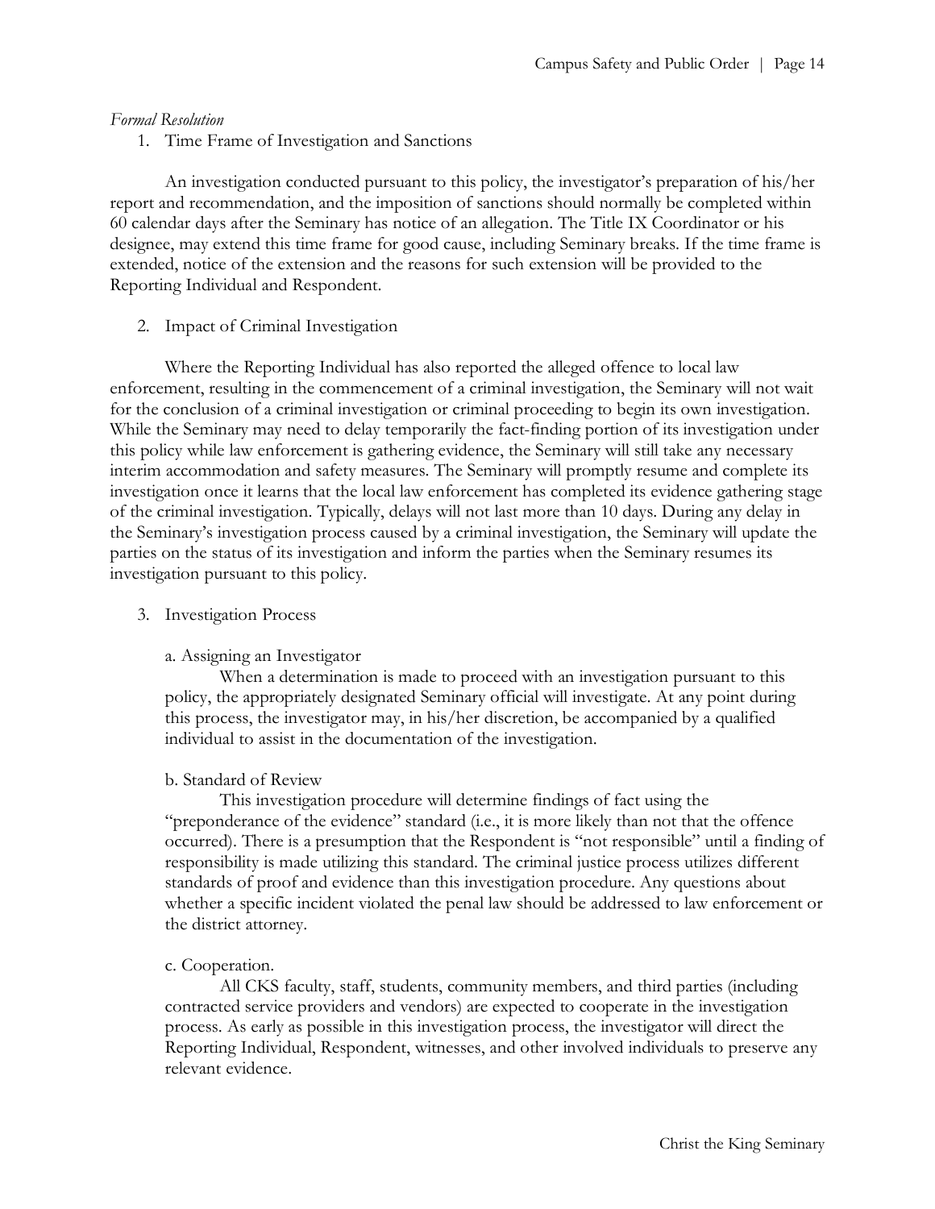*Formal Resolution*

1. Time Frame of Investigation and Sanctions

An investigation conducted pursuant to this policy, the investigator's preparation of his/her report and recommendation, and the imposition of sanctions should normally be completed within 60 calendar days after the Seminary has notice of an allegation. The Title IX Coordinator or his designee, may extend this time frame for good cause, including Seminary breaks. If the time frame is extended, notice of the extension and the reasons for such extension will be provided to the Reporting Individual and Respondent.

2. Impact of Criminal Investigation

Where the Reporting Individual has also reported the alleged offence to local law enforcement, resulting in the commencement of a criminal investigation, the Seminary will not wait for the conclusion of a criminal investigation or criminal proceeding to begin its own investigation. While the Seminary may need to delay temporarily the fact-finding portion of its investigation under this policy while law enforcement is gathering evidence, the Seminary will still take any necessary interim accommodation and safety measures. The Seminary will promptly resume and complete its investigation once it learns that the local law enforcement has completed its evidence gathering stage of the criminal investigation. Typically, delays will not last more than 10 days. During any delay in the Seminary's investigation process caused by a criminal investigation, the Seminary will update the parties on the status of its investigation and inform the parties when the Seminary resumes its investigation pursuant to this policy.

3. Investigation Process

a. Assigning an Investigator

When a determination is made to proceed with an investigation pursuant to this policy, the appropriately designated Seminary official will investigate. At any point during this process, the investigator may, in his/her discretion, be accompanied by a qualified individual to assist in the documentation of the investigation.

b. Standard of Review

This investigation procedure will determine findings of fact using the "preponderance of the evidence" standard (i.e., it is more likely than not that the offence occurred). There is a presumption that the Respondent is "not responsible" until a finding of responsibility is made utilizing this standard. The criminal justice process utilizes different standards of proof and evidence than this investigation procedure. Any questions about whether a specific incident violated the penal law should be addressed to law enforcement or the district attorney.

c. Cooperation.

All CKS faculty, staff, students, community members, and third parties (including contracted service providers and vendors) are expected to cooperate in the investigation process. As early as possible in this investigation process, the investigator will direct the Reporting Individual, Respondent, witnesses, and other involved individuals to preserve any relevant evidence.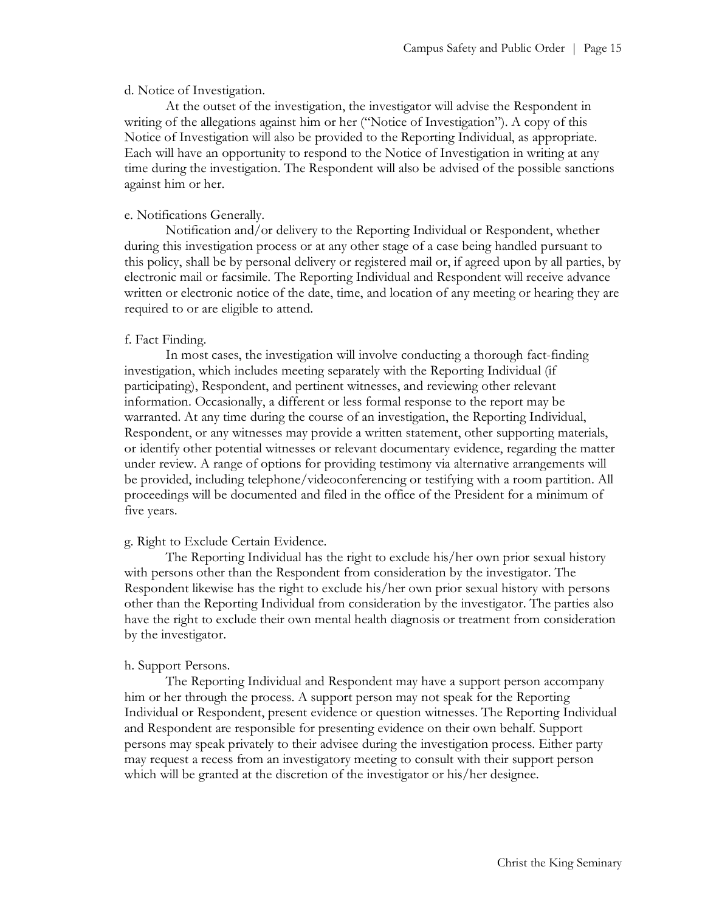d. Notice of Investigation.

At the outset of the investigation, the investigator will advise the Respondent in writing of the allegations against him or her ("Notice of Investigation"). A copy of this Notice of Investigation will also be provided to the Reporting Individual, as appropriate. Each will have an opportunity to respond to the Notice of Investigation in writing at any time during the investigation. The Respondent will also be advised of the possible sanctions against him or her.

e. Notifications Generally.

Notification and/or delivery to the Reporting Individual or Respondent, whether during this investigation process or at any other stage of a case being handled pursuant to this policy, shall be by personal delivery or registered mail or, if agreed upon by all parties, by electronic mail or facsimile. The Reporting Individual and Respondent will receive advance written or electronic notice of the date, time, and location of any meeting or hearing they are required to or are eligible to attend.

f. Fact Finding.

In most cases, the investigation will involve conducting a thorough fact-finding investigation, which includes meeting separately with the Reporting Individual (if participating), Respondent, and pertinent witnesses, and reviewing other relevant information. Occasionally, a different or less formal response to the report may be warranted. At any time during the course of an investigation, the Reporting Individual, Respondent, or any witnesses may provide a written statement, other supporting materials, or identify other potential witnesses or relevant documentary evidence, regarding the matter under review. A range of options for providing testimony via alternative arrangements will be provided, including telephone/videoconferencing or testifying with a room partition. All proceedings will be documented and filed in the office of the President for a minimum of five years.

g. Right to Exclude Certain Evidence.

The Reporting Individual has the right to exclude his/her own prior sexual history with persons other than the Respondent from consideration by the investigator. The Respondent likewise has the right to exclude his/her own prior sexual history with persons other than the Reporting Individual from consideration by the investigator. The parties also have the right to exclude their own mental health diagnosis or treatment from consideration by the investigator.

h. Support Persons.

The Reporting Individual and Respondent may have a support person accompany him or her through the process. A support person may not speak for the Reporting Individual or Respondent, present evidence or question witnesses. The Reporting Individual and Respondent are responsible for presenting evidence on their own behalf. Support persons may speak privately to their advisee during the investigation process. Either party may request a recess from an investigatory meeting to consult with their support person which will be granted at the discretion of the investigator or his/her designee.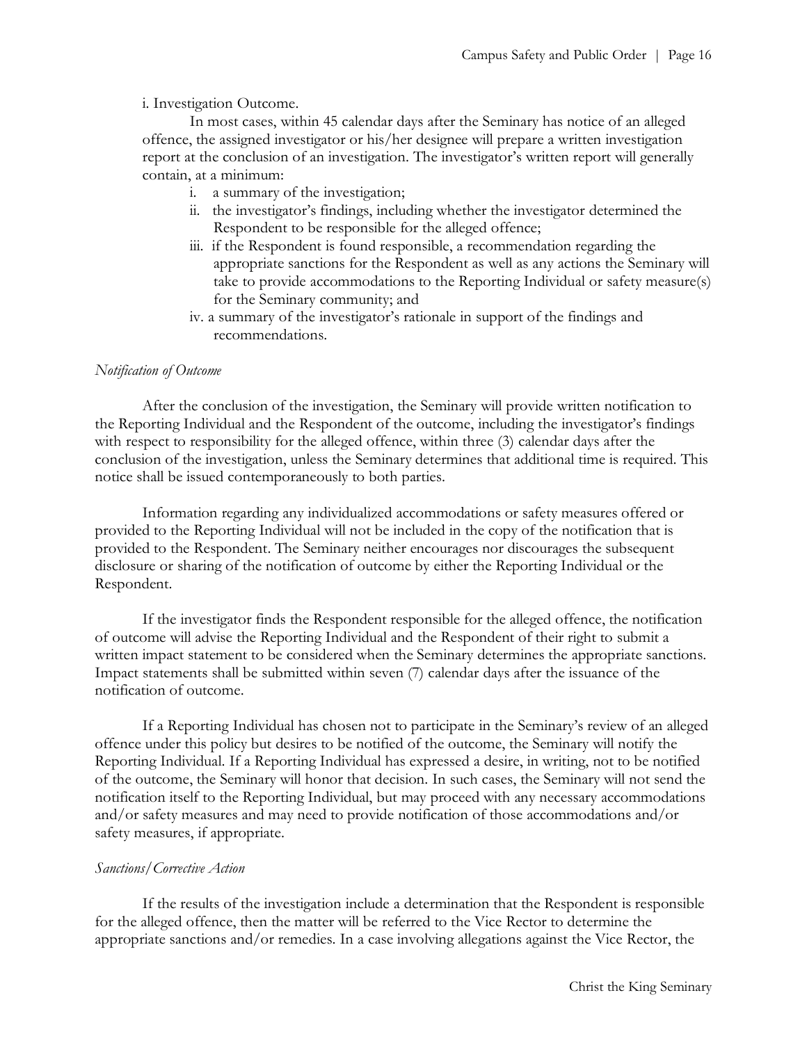i. Investigation Outcome.

In most cases, within 45 calendar days after the Seminary has notice of an alleged offence, the assigned investigator or his/her designee will prepare a written investigation report at the conclusion of an investigation. The investigator's written report will generally contain, at a minimum:

i. a summary of the investigation;
ii. the investigator's findings, including whether the investigator determined the Respondent to be responsible for the alleged offence;
iii. if the Respondent is found responsible, a recommendation regarding the appropriate sanctions for the Respondent as well as any actions the Seminary will take to provide accommodations to the Reporting Individual or safety measure(s) for the Seminary community; and
iv. a summary of the investigator's rationale in support of the findings and recommendations.

*Notification of Outcome*

After the conclusion of the investigation, the Seminary will provide written notification to the Reporting Individual and the Respondent of the outcome, including the investigator's findings with respect to responsibility for the alleged offence, within three (3) calendar days after the conclusion of the investigation, unless the Seminary determines that additional time is required. This notice shall be issued contemporaneously to both parties.

Information regarding any individualized accommodations or safety measures offered or provided to the Reporting Individual will not be included in the copy of the notification that is provided to the Respondent. The Seminary neither encourages nor discourages the subsequent disclosure or sharing of the notification of outcome by either the Reporting Individual or the Respondent.

If the investigator finds the Respondent responsible for the alleged offence, the notification of outcome will advise the Reporting Individual and the Respondent of their right to submit a written impact statement to be considered when the Seminary determines the appropriate sanctions. Impact statements shall be submitted within seven (7) calendar days after the issuance of the notification of outcome.

If a Reporting Individual has chosen not to participate in the Seminary's review of an alleged offence under this policy but desires to be notified of the outcome, the Seminary will notify the Reporting Individual. If a Reporting Individual has expressed a desire, in writing, not to be notified of the outcome, the Seminary will honor that decision. In such cases, the Seminary will not send the notification itself to the Reporting Individual, but may proceed with any necessary accommodations and/or safety measures and may need to provide notification of those accommodations and/or safety measures, if appropriate.

*Sanctions/Corrective Action*

If the results of the investigation include a determination that the Respondent is responsible for the alleged offence, then the matter will be referred to the Vice Rector to determine the appropriate sanctions and/or remedies. In a case involving allegations against the Vice Rector, the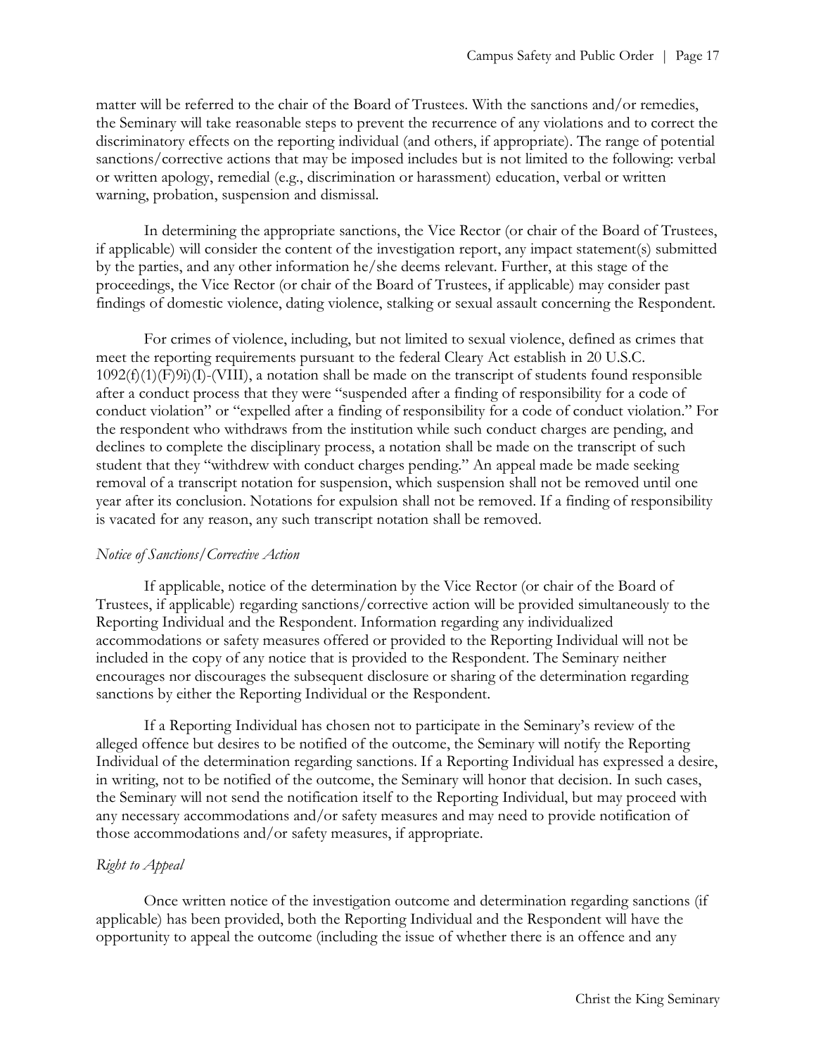matter will be referred to the chair of the Board of Trustees. With the sanctions and/or remedies, the Seminary will take reasonable steps to prevent the recurrence of any violations and to correct the discriminatory effects on the reporting individual (and others, if appropriate). The range of potential sanctions/corrective actions that may be imposed includes but is not limited to the following: verbal or written apology, remedial (e.g., discrimination or harassment) education, verbal or written warning, probation, suspension and dismissal.

In determining the appropriate sanctions, the Vice Rector (or chair of the Board of Trustees, if applicable) will consider the content of the investigation report, any impact statement(s) submitted by the parties, and any other information he/she deems relevant. Further, at this stage of the proceedings, the Vice Rector (or chair of the Board of Trustees, if applicable) may consider past findings of domestic violence, dating violence, stalking or sexual assault concerning the Respondent.

For crimes of violence, including, but not limited to sexual violence, defined as crimes that meet the reporting requirements pursuant to the federal Cleary Act establish in 20 U.S.C. 1092(f)(1)(F)9i)(I)-(VIII), a notation shall be made on the transcript of students found responsible after a conduct process that they were "suspended after a finding of responsibility for a code of conduct violation" or "expelled after a finding of responsibility for a code of conduct violation." For the respondent who withdraws from the institution while such conduct charges are pending, and declines to complete the disciplinary process, a notation shall be made on the transcript of such student that they "withdrew with conduct charges pending." An appeal made be made seeking removal of a transcript notation for suspension, which suspension shall not be removed until one year after its conclusion. Notations for expulsion shall not be removed. If a finding of responsibility is vacated for any reason, any such transcript notation shall be removed.

*Notice of Sanctions/Corrective Action*

If applicable, notice of the determination by the Vice Rector (or chair of the Board of Trustees, if applicable) regarding sanctions/corrective action will be provided simultaneously to the Reporting Individual and the Respondent. Information regarding any individualized accommodations or safety measures offered or provided to the Reporting Individual will not be included in the copy of any notice that is provided to the Respondent. The Seminary neither encourages nor discourages the subsequent disclosure or sharing of the determination regarding sanctions by either the Reporting Individual or the Respondent.

If a Reporting Individual has chosen not to participate in the Seminary's review of the alleged offence but desires to be notified of the outcome, the Seminary will notify the Reporting Individual of the determination regarding sanctions. If a Reporting Individual has expressed a desire, in writing, not to be notified of the outcome, the Seminary will honor that decision. In such cases, the Seminary will not send the notification itself to the Reporting Individual, but may proceed with any necessary accommodations and/or safety measures and may need to provide notification of those accommodations and/or safety measures, if appropriate.

*Right to Appeal*

Once written notice of the investigation outcome and determination regarding sanctions (if applicable) has been provided, both the Reporting Individual and the Respondent will have the opportunity to appeal the outcome (including the issue of whether there is an offence and any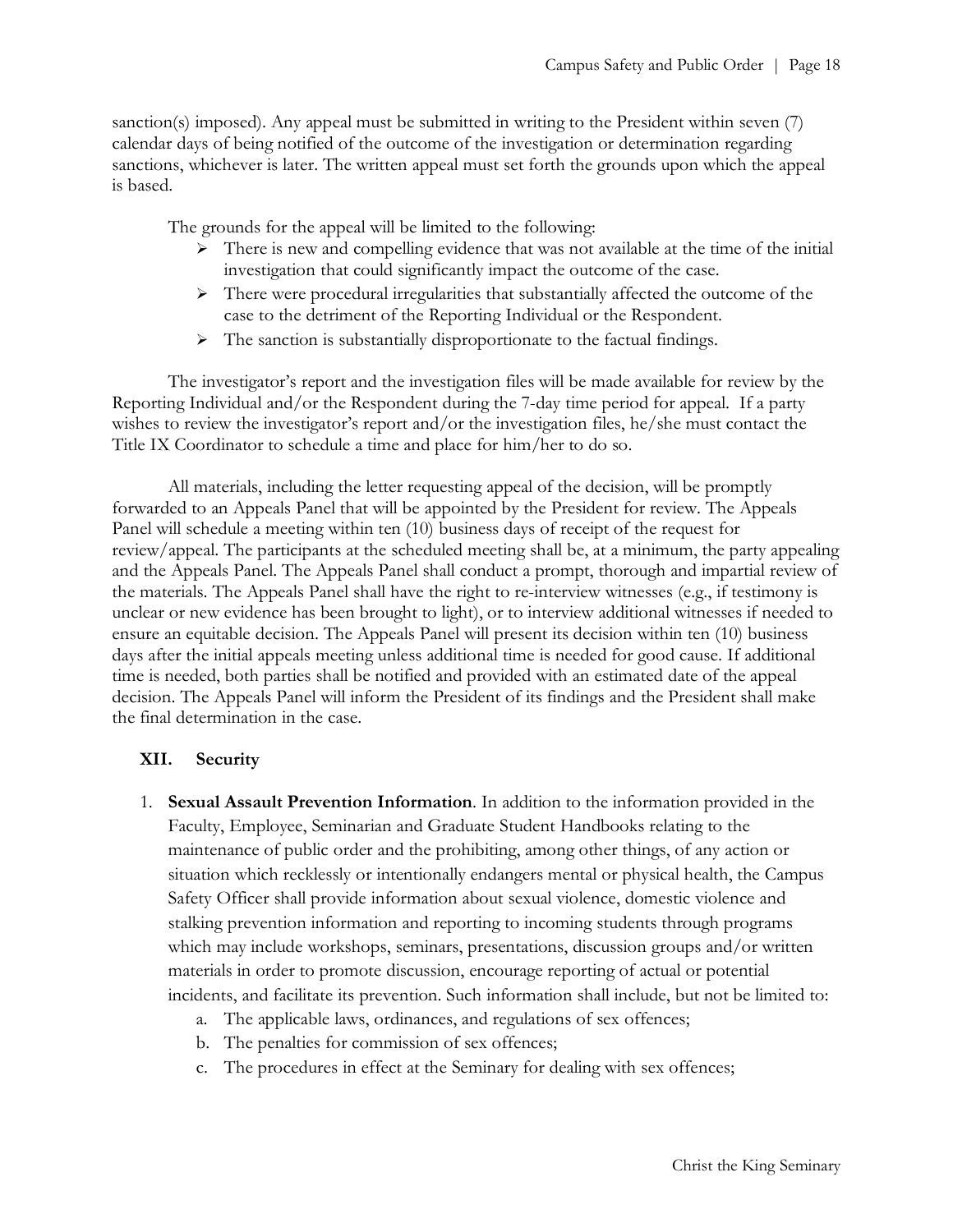sanction(s) imposed). Any appeal must be submitted in writing to the President within seven (7) calendar days of being notified of the outcome of the investigation or determination regarding sanctions, whichever is later. The written appeal must set forth the grounds upon which the appeal is based.

The grounds for the appeal will be limited to the following:

- There is new and compelling evidence that was not available at the time of the initial investigation that could significantly impact the outcome of the case.
- There were procedural irregularities that substantially affected the outcome of the case to the detriment of the Reporting Individual or the Respondent.
- The sanction is substantially disproportionate to the factual findings.

The investigator's report and the investigation files will be made available for review by the Reporting Individual and/or the Respondent during the 7-day time period for appeal. If a party wishes to review the investigator's report and/or the investigation files, he/she must contact the Title IX Coordinator to schedule a time and place for him/her to do so.

All materials, including the letter requesting appeal of the decision, will be promptly forwarded to an Appeals Panel that will be appointed by the President for review. The Appeals Panel will schedule a meeting within ten (10) business days of receipt of the request for review/appeal. The participants at the scheduled meeting shall be, at a minimum, the party appealing and the Appeals Panel. The Appeals Panel shall conduct a prompt, thorough and impartial review of the materials. The Appeals Panel shall have the right to re-interview witnesses (e.g., if testimony is unclear or new evidence has been brought to light), or to interview additional witnesses if needed to ensure an equitable decision. The Appeals Panel will present its decision within ten (10) business days after the initial appeals meeting unless additional time is needed for good cause. If additional time is needed, both parties shall be notified and provided with an estimated date of the appeal decision. The Appeals Panel will inform the President of its findings and the President shall make the final determination in the case.

## XII. Security

1. **Sexual Assault Prevention Information**. In addition to the information provided in the Faculty, Employee, Seminarian and Graduate Student Handbooks relating to the maintenance of public order and the prohibiting, among other things, of any action or situation which recklessly or intentionally endangers mental or physical health, the Campus Safety Officer shall provide information about sexual violence, domestic violence and stalking prevention information and reporting to incoming students through programs which may include workshops, seminars, presentations, discussion groups and/or written materials in order to promote discussion, encourage reporting of actual or potential incidents, and facilitate its prevention. Such information shall include, but not be limited to:
    a. The applicable laws, ordinances, and regulations of sex offences;
    b. The penalties for commission of sex offences;
    c. The procedures in effect at the Seminary for dealing with sex offences;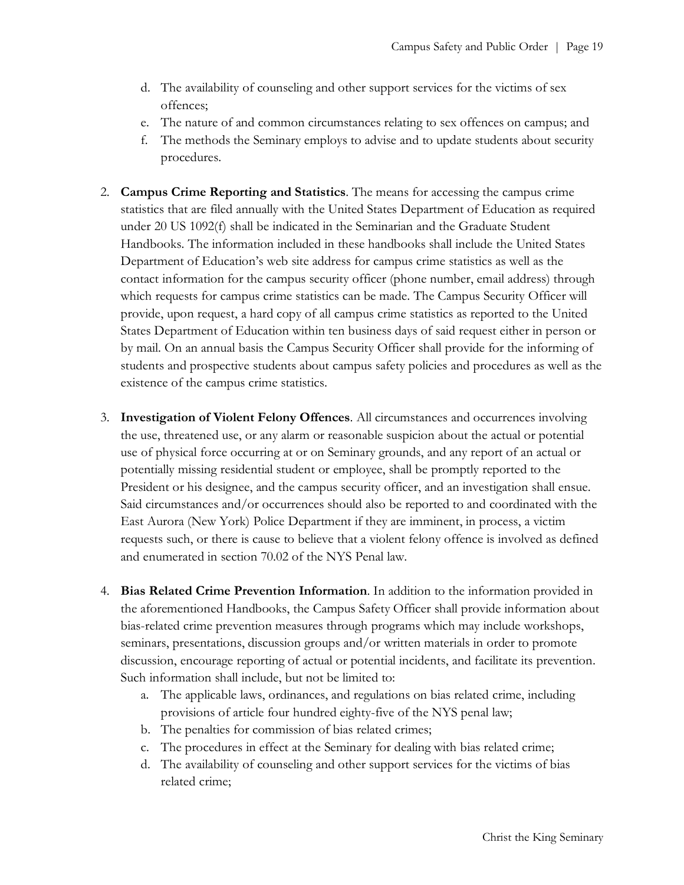d. The availability of counseling and other support services for the victims of sex offences;
   e. The nature of and common circumstances relating to sex offences on campus; and
   f. The methods the Seminary employs to advise and to update students about security procedures.

2. **Campus Crime Reporting and Statistics**. The means for accessing the campus crime statistics that are filed annually with the United States Department of Education as required under 20 US 1092(f) shall be indicated in the Seminarian and the Graduate Student Handbooks. The information included in these handbooks shall include the United States Department of Education's web site address for campus crime statistics as well as the contact information for the campus security officer (phone number, email address) through which requests for campus crime statistics can be made. The Campus Security Officer will provide, upon request, a hard copy of all campus crime statistics as reported to the United States Department of Education within ten business days of said request either in person or by mail. On an annual basis the Campus Security Officer shall provide for the informing of students and prospective students about campus safety policies and procedures as well as the existence of the campus crime statistics.

3. **Investigation of Violent Felony Offences**. All circumstances and occurrences involving the use, threatened use, or any alarm or reasonable suspicion about the actual or potential use of physical force occurring at or on Seminary grounds, and any report of an actual or potentially missing residential student or employee, shall be promptly reported to the President or his designee, and the campus security officer, and an investigation shall ensue. Said circumstances and/or occurrences should also be reported to and coordinated with the East Aurora (New York) Police Department if they are imminent, in process, a victim requests such, or there is cause to believe that a violent felony offence is involved as defined and enumerated in section 70.02 of the NYS Penal law.

4. **Bias Related Crime Prevention Information**. In addition to the information provided in the aforementioned Handbooks, the Campus Safety Officer shall provide information about bias-related crime prevention measures through programs which may include workshops, seminars, presentations, discussion groups and/or written materials in order to promote discussion, encourage reporting of actual or potential incidents, and facilitate its prevention. Such information shall include, but not be limited to:
   a. The applicable laws, ordinances, and regulations on bias related crime, including provisions of article four hundred eighty-five of the NYS penal law;
   b. The penalties for commission of bias related crimes;
   c. The procedures in effect at the Seminary for dealing with bias related crime;
   d. The availability of counseling and other support services for the victims of bias related crime;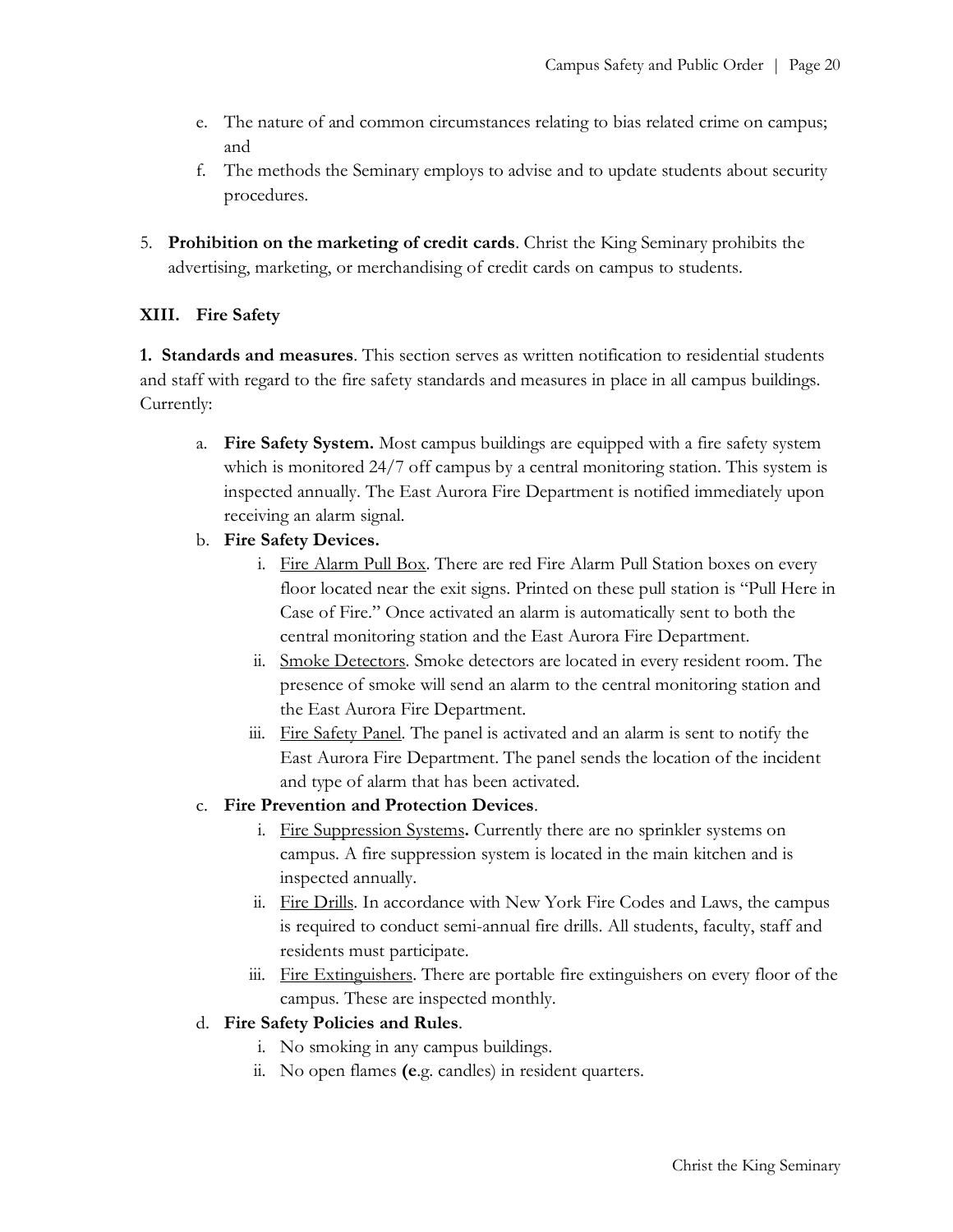e. The nature of and common circumstances relating to bias related crime on campus; and
f. The methods the Seminary employs to advise and to update students about security procedures.

5. **Prohibition on the marketing of credit cards**. Christ the King Seminary prohibits the advertising, marketing, or merchandising of credit cards on campus to students.

## XIII. Fire Safety

**1. Standards and measures**. This section serves as written notification to residential students and staff with regard to the fire safety standards and measures in place in all campus buildings. Currently:

a. **Fire Safety System.** Most campus buildings are equipped with a fire safety system which is monitored 24/7 off campus by a central monitoring station. This system is inspected annually. The East Aurora Fire Department is notified immediately upon receiving an alarm signal.

b. **Fire Safety Devices.**
   i. Fire Alarm Pull Box. There are red Fire Alarm Pull Station boxes on every floor located near the exit signs. Printed on these pull station is "Pull Here in Case of Fire." Once activated an alarm is automatically sent to both the central monitoring station and the East Aurora Fire Department.
   ii. Smoke Detectors. Smoke detectors are located in every resident room. The presence of smoke will send an alarm to the central monitoring station and the East Aurora Fire Department.
   iii. Fire Safety Panel. The panel is activated and an alarm is sent to notify the East Aurora Fire Department. The panel sends the location of the incident and type of alarm that has been activated.

c. **Fire Prevention and Protection Devices**.
   i. Fire Suppression Systems**.** Currently there are no sprinkler systems on campus. A fire suppression system is located in the main kitchen and is inspected annually.
   ii. Fire Drills. In accordance with New York Fire Codes and Laws, the campus is required to conduct semi-annual fire drills. All students, faculty, staff and residents must participate.
   iii. Fire Extinguishers. There are portable fire extinguishers on every floor of the campus. These are inspected monthly.

d. **Fire Safety Policies and Rules**.
   i. No smoking in any campus buildings.
   ii. No open flames **(e**.g. candles) in resident quarters.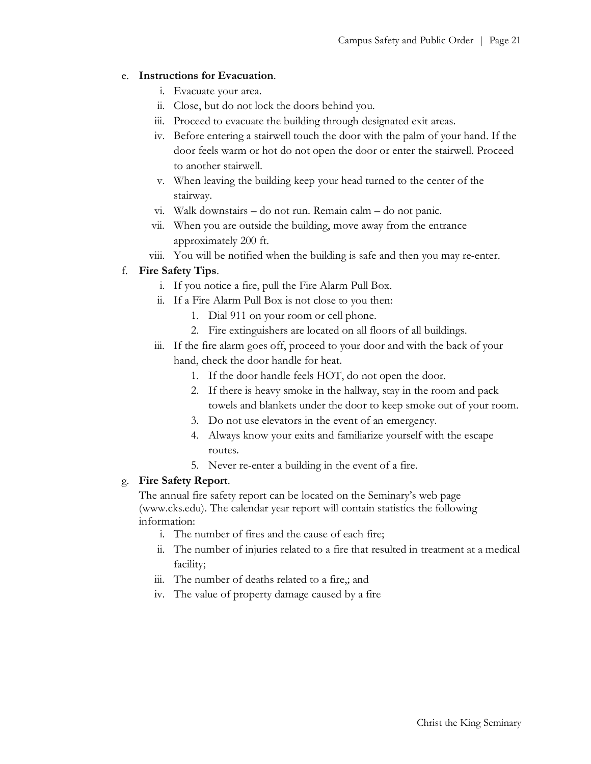e. **Instructions for Evacuation**.

   i. Evacuate your area.
   ii. Close, but do not lock the doors behind you.
   iii. Proceed to evacuate the building through designated exit areas.
   iv. Before entering a stairwell touch the door with the palm of your hand. If the door feels warm or hot do not open the door or enter the stairwell. Proceed to another stairwell.
   v. When leaving the building keep your head turned to the center of the stairway.
   vi. Walk downstairs – do not run. Remain calm – do not panic.
   vii. When you are outside the building, move away from the entrance approximately 200 ft.
   viii. You will be notified when the building is safe and then you may re-enter.

f. **Fire Safety Tips**.

   i. If you notice a fire, pull the Fire Alarm Pull Box.
   ii. If a Fire Alarm Pull Box is not close to you then:
      1. Dial 911 on your room or cell phone.
      2. Fire extinguishers are located on all floors of all buildings.
   iii. If the fire alarm goes off, proceed to your door and with the back of your hand, check the door handle for heat.
      1. If the door handle feels HOT, do not open the door.
      2. If there is heavy smoke in the hallway, stay in the room and pack towels and blankets under the door to keep smoke out of your room.
      3. Do not use elevators in the event of an emergency.
      4. Always know your exits and familiarize yourself with the escape routes.
      5. Never re-enter a building in the event of a fire.

g. **Fire Safety Report**.

   The annual fire safety report can be located on the Seminary's web page (www.cks.edu). The calendar year report will contain statistics the following information:

   i. The number of fires and the cause of each fire;
   ii. The number of injuries related to a fire that resulted in treatment at a medical facility;
   iii. The number of deaths related to a fire,; and
   iv. The value of property damage caused by a fire